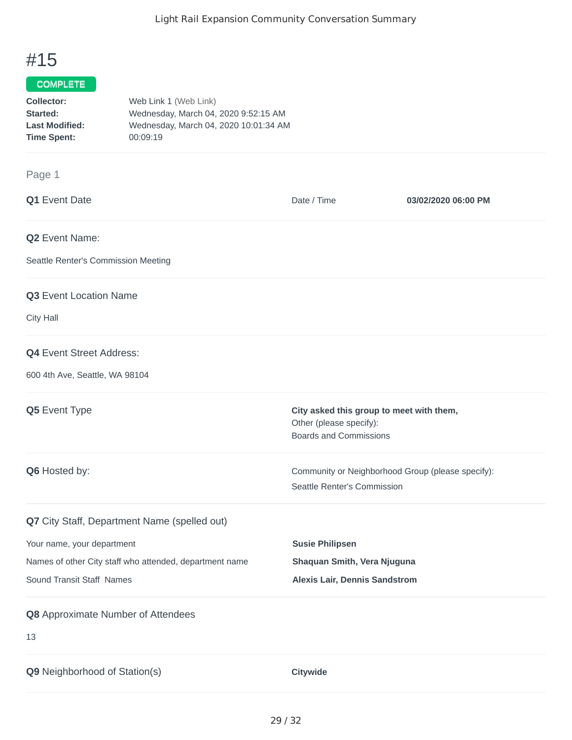# #15

**COMPLETE**

**Collector:** Web Link 1 (Web Link)
**Started:** Wednesday, March 04, 2020 9:52:15 AM
**Last Modified:** Wednesday, March 04, 2020 10:01:34 AM
**Time Spent:** 00:09:19

## Page 1

**Q1** Event Date

Date / Time **03/02/2020 06:00 PM**

**Q2** Event Name:

Seattle Renter's Commission Meeting

**Q3** Event Location Name

City Hall

**Q4** Event Street Address:

600 4th Ave, Seattle, WA 98104

**Q5** Event Type

**City asked this group to meet with them,**
Other (please specify):
Boards and Commissions

**Q6** Hosted by:

Community or Neighborhood Group (please specify):
Seattle Renter's Commission

**Q7** City Staff, Department Name (spelled out)

Your name, your department **Susie Philipsen**

Names of other City staff who attended, department name **Shaquan Smith, Vera Njuguna**

Sound Transit Staff Names **Alexis Lair, Dennis Sandstrom**

**Q8** Approximate Number of Attendees

13

**Q9** Neighborhood of Station(s)

**Citywide**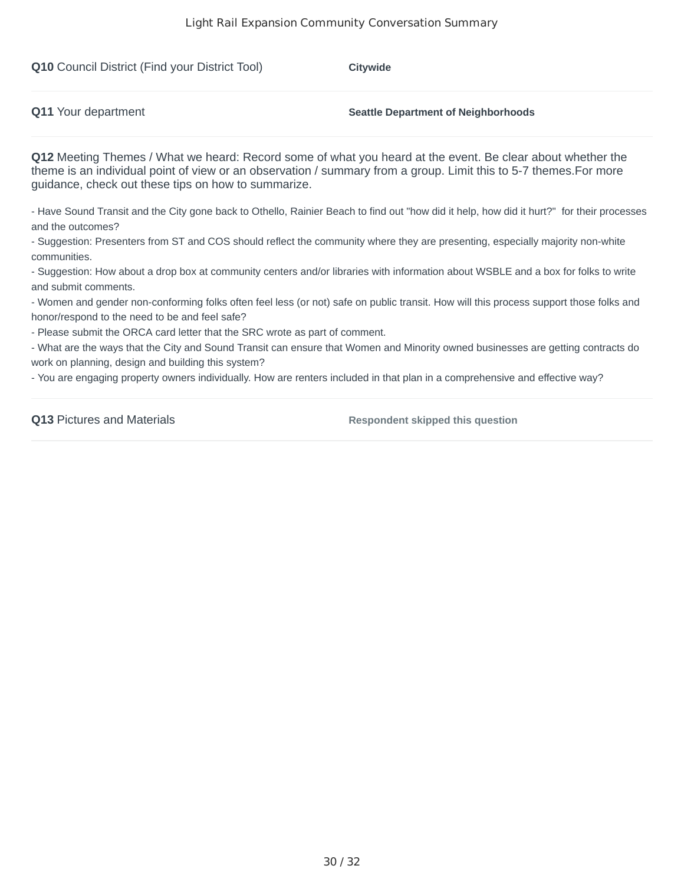**Q10** Council District (Find your District Tool) **Citywide**

**Q11** Your department **Seattle Department of Neighborhoods**

**Q12** Meeting Themes / What we heard: Record some of what you heard at the event. Be clear about whether the theme is an individual point of view or an observation / summary from a group. Limit this to 5-7 themes.For more guidance, check out these tips on how to summarize.

- Have Sound Transit and the City gone back to Othello, Rainier Beach to find out "how did it help, how did it hurt?" for their processes and the outcomes?
- Suggestion: Presenters from ST and COS should reflect the community where they are presenting, especially majority non-white communities.
- Suggestion: How about a drop box at community centers and/or libraries with information about WSBLE and a box for folks to write and submit comments.
- Women and gender non-conforming folks often feel less (or not) safe on public transit. How will this process support those folks and honor/respond to the need to be and feel safe?
- Please submit the ORCA card letter that the SRC wrote as part of comment.
- What are the ways that the City and Sound Transit can ensure that Women and Minority owned businesses are getting contracts do work on planning, design and building this system?
- You are engaging property owners individually. How are renters included in that plan in a comprehensive and effective way?

**Q13** Pictures and Materials **Respondent skipped this question**